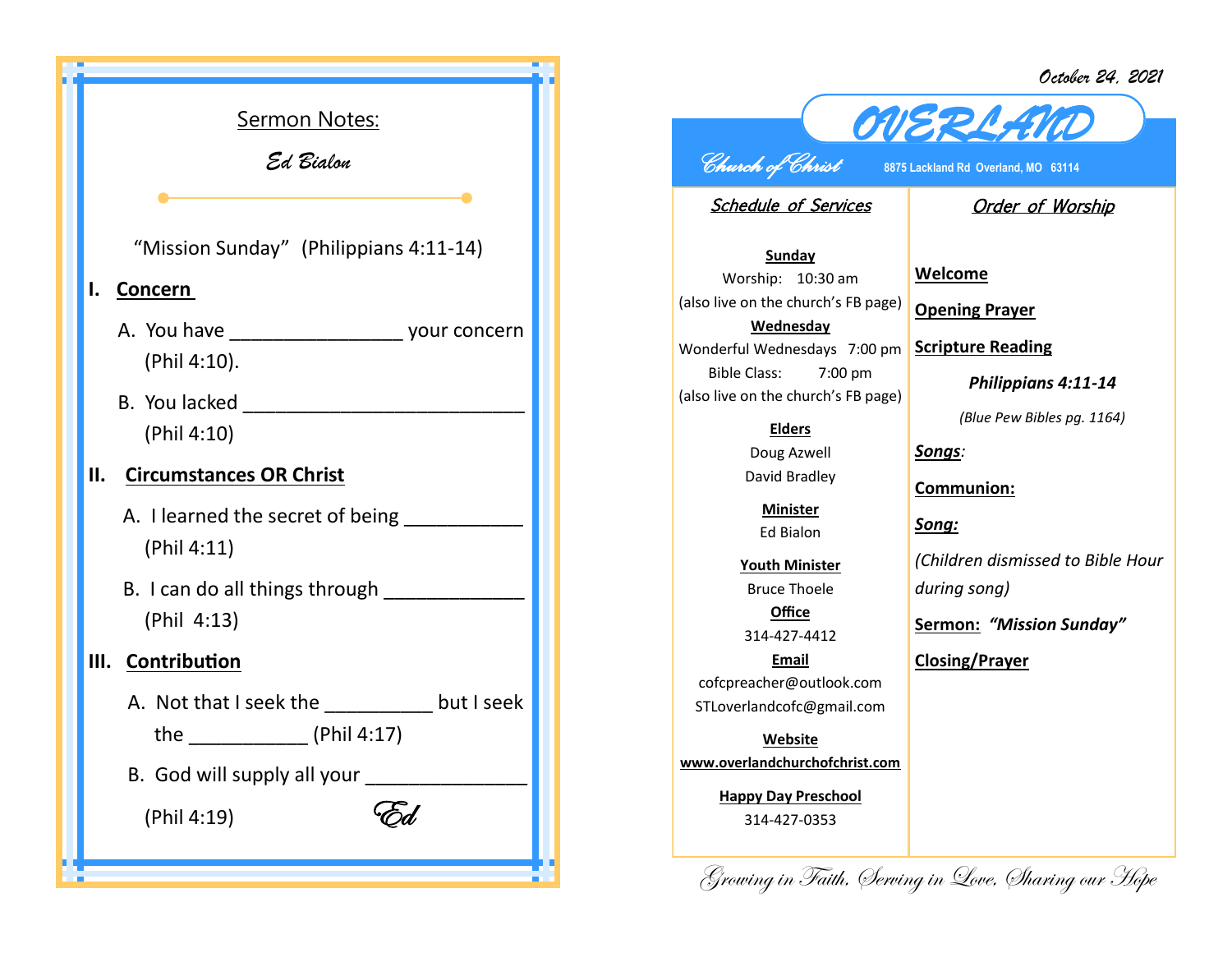## Sermon Notes:

*Ed Bialon*

"Mission Sunday" (Philippians 4:11-14)

**I. Concern**

A. You have ________________ your concern (Phil 4:10).

B. You lacked __________________________ (Phil 4:10)

**II. Circumstances OR Christ**

A. I learned the secret of being ___________ (Phil 4:11)

B. I can do all things through _____________ (Phil 4:13)

**III. Contribution**

A. Not that I seek the __________ but I seek the ___________ (Phil 4:17)

B. God will supply all your _______________ (Phil 4:19)

*Ed*

October 24, 2021

# OVERLAND

*Church of Christ* 8875 Lackland Rd Overland, MO 63114

## *Schedule of Services*

**Sunday**
Worship: 10:30 am
(also live on the church's FB page)

**Wednesday**
Wonderful Wednesdays 7:00 pm
Bible Class: 7:00 pm
(also live on the church's FB page)

**Elders**
Doug Azwell
David Bradley

**Minister**
Ed Bialon

**Youth Minister**
Bruce Thoele

**Office**
314-427-4412

**Email**
cofcpreacher@outlook.com
STLoverlandcofc@gmail.com

**Website**
www.overlandchurchofchrist.com

**Happy Day Preschool**
314-427-0353

## *Order of Worship*

**Welcome**

**Opening Prayer**

**Scripture Reading**

***Philippians 4:11-14***

*(Blue Pew Bibles pg. 1164)*

***Songs**:*

**Communion:**

***Song:***

*(Children dismissed to Bible Hour during song)*

**Sermon:** ***"Mission Sunday"***

**Closing/Prayer**

*Growing in Faith, Serving in Love, Sharing our Hope*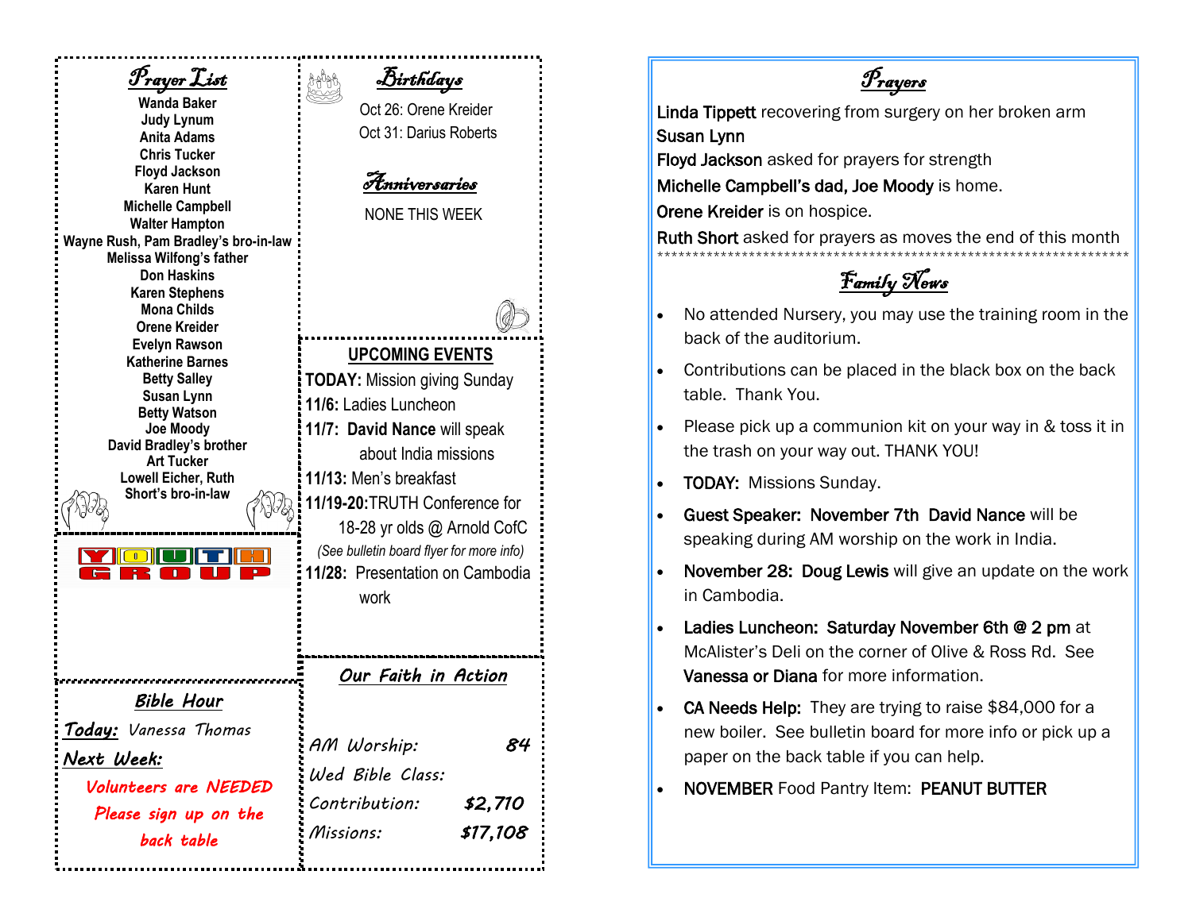## Prayer List

Wanda Baker
Judy Lynum
Anita Adams
Chris Tucker
Floyd Jackson
Karen Hunt
Michelle Campbell
Walter Hampton
Wayne Rush, Pam Bradley's bro-in-law
Melissa Wilfong's father
Don Haskins
Karen Stephens
Mona Childs
Orene Kreider
Evelyn Rawson
Katherine Barnes
Betty Salley
Susan Lynn
Betty Watson
Joe Moody
David Bradley's brother
Art Tucker
Lowell Eicher, Ruth Short's bro-in-law

YOUTH GROUP

## Bible Hour

***Today:*** *Vanessa Thomas*

***Next Week:***

*Volunteers are NEEDED Please sign up on the back table*

## Birthdays

Oct 26: Orene Kreider
Oct 31: Darius Roberts

## Anniversaries

NONE THIS WEEK

## UPCOMING EVENTS

**TODAY:** Mission giving Sunday
**11/6:** Ladies Luncheon
**11/7: David Nance** will speak about India missions
**11/13:** Men's breakfast
**11/19-20:**TRUTH Conference for 18-28 yr olds @ Arnold CofC
*(See bulletin board flyer for more info)*
**11/28:** Presentation on Cambodia work

## Our Faith in Action

| | |
|---|---|
| *AM Worship:* | *84* |
| *Wed Bible Class:* | |
| *Contribution:* | *$2,710* |
| *Missions:* | *$17,108* |

## Prayers

Linda Tippett recovering from surgery on her broken arm
Susan Lynn
Floyd Jackson asked for prayers for strength
Michelle Campbell's dad, Joe Moody is home.
Orene Kreider is on hospice.
Ruth Short asked for prayers as moves the end of this month

*******************************************************************

## Family News

- No attended Nursery, you may use the training room in the back of the auditorium.
- Contributions can be placed in the black box on the back table. Thank You.
- Please pick up a communion kit on your way in & toss it in the trash on your way out. THANK YOU!
- TODAY: Missions Sunday.
- Guest Speaker: November 7th David Nance will be speaking during AM worship on the work in India.
- November 28: Doug Lewis will give an update on the work in Cambodia.
- Ladies Luncheon: Saturday November 6th @ 2 pm at McAlister's Deli on the corner of Olive & Ross Rd. See Vanessa or Diana for more information.
- CA Needs Help: They are trying to raise $84,000 for a new boiler. See bulletin board for more info or pick up a paper on the back table if you can help.
- NOVEMBER Food Pantry Item: PEANUT BUTTER